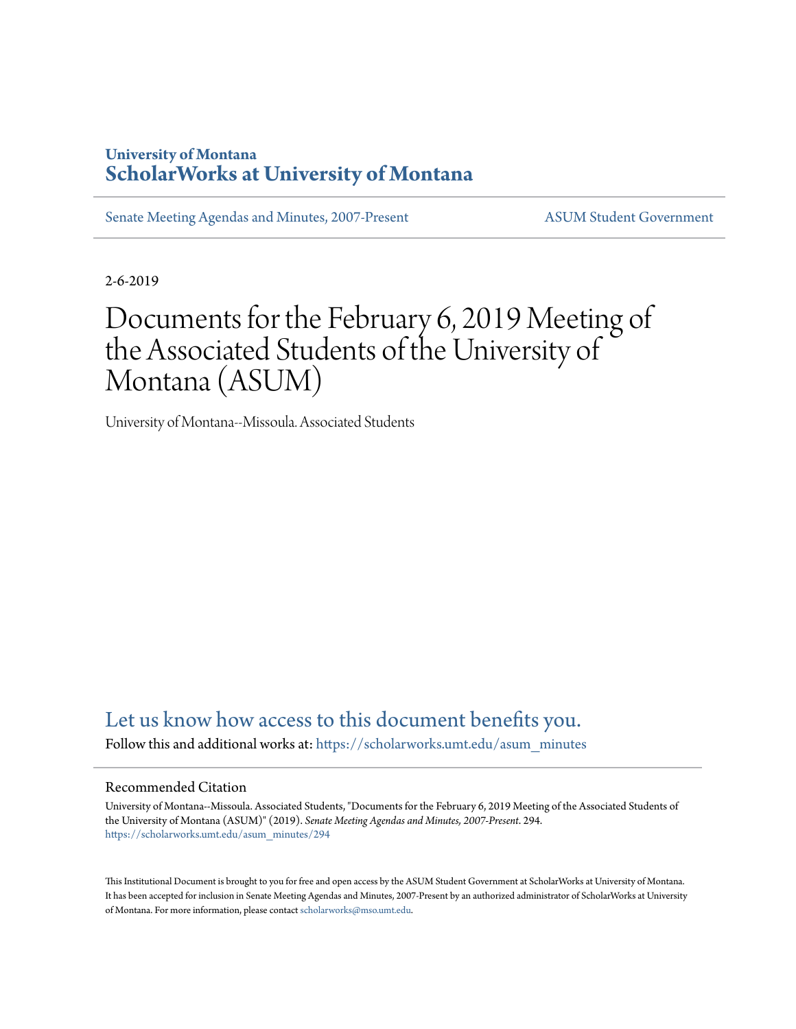University of Montana

# ScholarWorks at University of Montana

Senate Meeting Agendas and Minutes, 2007-Present | ASUM Student Government

2-6-2019

# Documents for the February 6, 2019 Meeting of the Associated Students of the University of Montana (ASUM)

University of Montana--Missoula. Associated Students

Let us know how access to this document benefits you.

Follow this and additional works at: https://scholarworks.umt.edu/asum_minutes

## Recommended Citation

University of Montana--Missoula. Associated Students, "Documents for the February 6, 2019 Meeting of the Associated Students of the University of Montana (ASUM)" (2019). *Senate Meeting Agendas and Minutes, 2007-Present*. 294.
https://scholarworks.umt.edu/asum_minutes/294

This Institutional Document is brought to you for free and open access by the ASUM Student Government at ScholarWorks at University of Montana. It has been accepted for inclusion in Senate Meeting Agendas and Minutes, 2007-Present by an authorized administrator of ScholarWorks at University of Montana. For more information, please contact scholarworks@mso.umt.edu.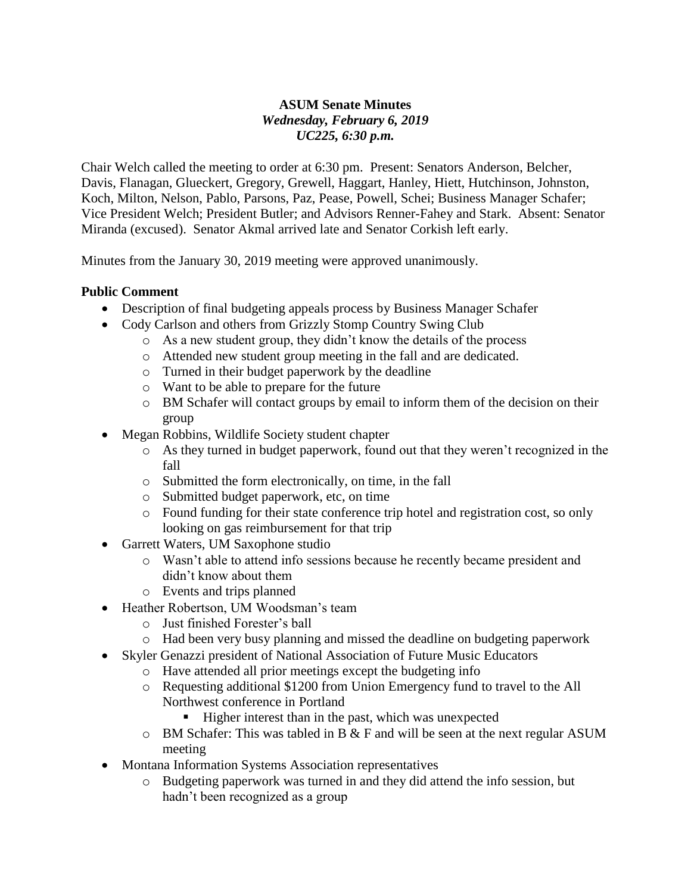**ASUM Senate Minutes**
*Wednesday, February 6, 2019*
*UC225, 6:30 p.m.*

Chair Welch called the meeting to order at 6:30 pm. Present: Senators Anderson, Belcher, Davis, Flanagan, Glueckert, Gregory, Grewell, Haggart, Hanley, Hiett, Hutchinson, Johnston, Koch, Milton, Nelson, Pablo, Parsons, Paz, Pease, Powell, Schei; Business Manager Schafer; Vice President Welch; President Butler; and Advisors Renner-Fahey and Stark. Absent: Senator Miranda (excused). Senator Akmal arrived late and Senator Corkish left early.

Minutes from the January 30, 2019 meeting were approved unanimously.

**Public Comment**

- Description of final budgeting appeals process by Business Manager Schafer
- Cody Carlson and others from Grizzly Stomp Country Swing Club
  - As a new student group, they didn't know the details of the process
  - Attended new student group meeting in the fall and are dedicated.
  - Turned in their budget paperwork by the deadline
  - Want to be able to prepare for the future
  - BM Schafer will contact groups by email to inform them of the decision on their group
- Megan Robbins, Wildlife Society student chapter
  - As they turned in budget paperwork, found out that they weren't recognized in the fall
  - Submitted the form electronically, on time, in the fall
  - Submitted budget paperwork, etc, on time
  - Found funding for their state conference trip hotel and registration cost, so only looking on gas reimbursement for that trip
- Garrett Waters, UM Saxophone studio
  - Wasn't able to attend info sessions because he recently became president and didn't know about them
  - Events and trips planned
- Heather Robertson, UM Woodsman's team
  - Just finished Forester's ball
  - Had been very busy planning and missed the deadline on budgeting paperwork
- Skyler Genazzi president of National Association of Future Music Educators
  - Have attended all prior meetings except the budgeting info
  - Requesting additional $1200 from Union Emergency fund to travel to the All Northwest conference in Portland
    - Higher interest than in the past, which was unexpected
  - BM Schafer: This was tabled in B & F and will be seen at the next regular ASUM meeting
- Montana Information Systems Association representatives
  - Budgeting paperwork was turned in and they did attend the info session, but hadn't been recognized as a group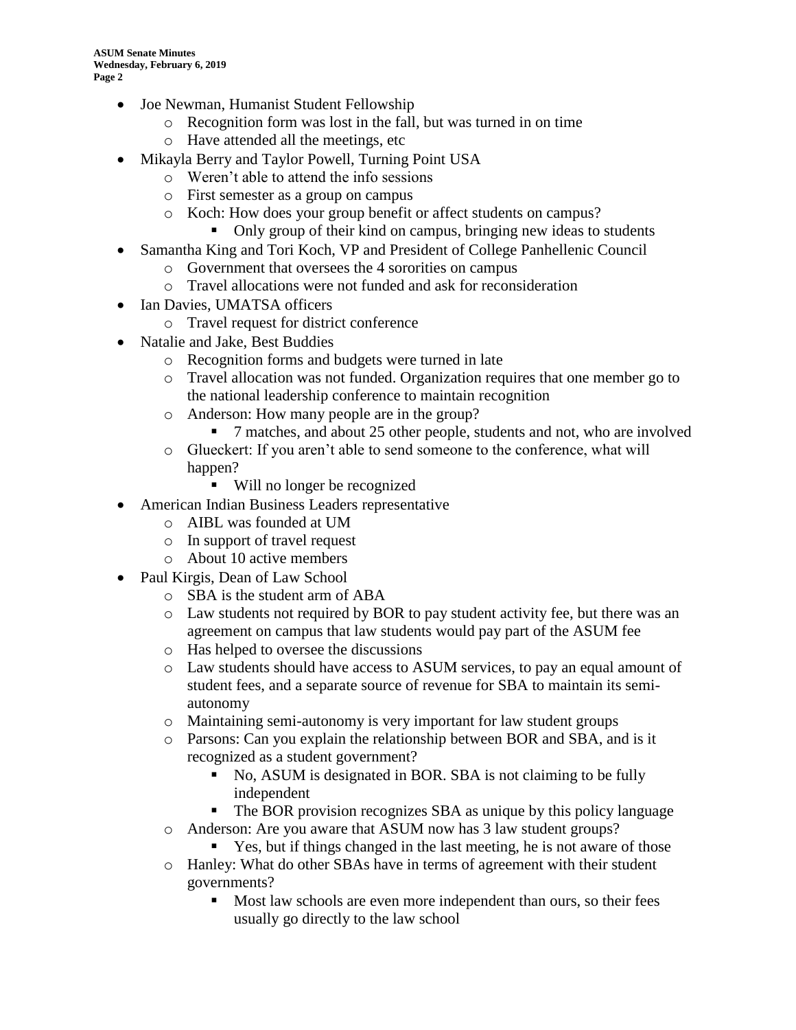- Joe Newman, Humanist Student Fellowship
    - Recognition form was lost in the fall, but was turned in on time
    - Have attended all the meetings, etc
- Mikayla Berry and Taylor Powell, Turning Point USA
    - Weren't able to attend the info sessions
    - First semester as a group on campus
    - Koch: How does your group benefit or affect students on campus?
        - Only group of their kind on campus, bringing new ideas to students
- Samantha King and Tori Koch, VP and President of College Panhellenic Council
    - Government that oversees the 4 sororities on campus
    - Travel allocations were not funded and ask for reconsideration
- Ian Davies, UMATSA officers
    - Travel request for district conference
- Natalie and Jake, Best Buddies
    - Recognition forms and budgets were turned in late
    - Travel allocation was not funded. Organization requires that one member go to the national leadership conference to maintain recognition
    - Anderson: How many people are in the group?
        - 7 matches, and about 25 other people, students and not, who are involved
    - Glueckert: If you aren't able to send someone to the conference, what will happen?
        - Will no longer be recognized
- American Indian Business Leaders representative
    - AIBL was founded at UM
    - In support of travel request
    - About 10 active members
- Paul Kirgis, Dean of Law School
    - SBA is the student arm of ABA
    - Law students not required by BOR to pay student activity fee, but there was an agreement on campus that law students would pay part of the ASUM fee
    - Has helped to oversee the discussions
    - Law students should have access to ASUM services, to pay an equal amount of student fees, and a separate source of revenue for SBA to maintain its semi-autonomy
    - Maintaining semi-autonomy is very important for law student groups
    - Parsons: Can you explain the relationship between BOR and SBA, and is it recognized as a student government?
        - No, ASUM is designated in BOR. SBA is not claiming to be fully independent
        - The BOR provision recognizes SBA as unique by this policy language
    - Anderson: Are you aware that ASUM now has 3 law student groups?
        - Yes, but if things changed in the last meeting, he is not aware of those
    - Hanley: What do other SBAs have in terms of agreement with their student governments?
        - Most law schools are even more independent than ours, so their fees usually go directly to the law school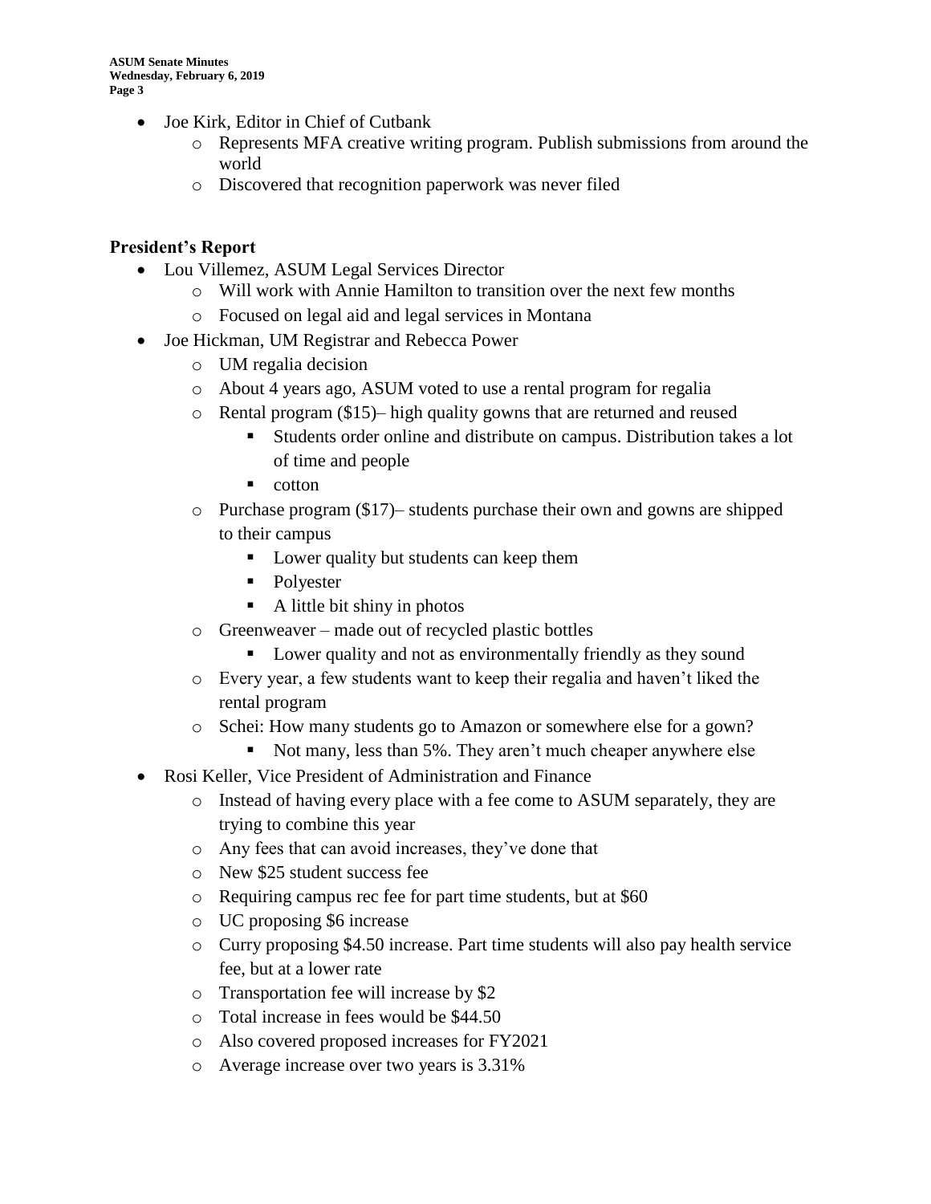- Joe Kirk, Editor in Chief of Cutbank
  - Represents MFA creative writing program. Publish submissions from around the world
  - Discovered that recognition paperwork was never filed

## President's Report

- Lou Villemez, ASUM Legal Services Director
  - Will work with Annie Hamilton to transition over the next few months
  - Focused on legal aid and legal services in Montana
- Joe Hickman, UM Registrar and Rebecca Power
  - UM regalia decision
  - About 4 years ago, ASUM voted to use a rental program for regalia
  - Rental program ($15)– high quality gowns that are returned and reused
    - Students order online and distribute on campus. Distribution takes a lot of time and people
    - cotton
  - Purchase program ($17)– students purchase their own and gowns are shipped to their campus
    - Lower quality but students can keep them
    - Polyester
    - A little bit shiny in photos
  - Greenweaver – made out of recycled plastic bottles
    - Lower quality and not as environmentally friendly as they sound
  - Every year, a few students want to keep their regalia and haven't liked the rental program
  - Schei: How many students go to Amazon or somewhere else for a gown?
    - Not many, less than 5%. They aren't much cheaper anywhere else
- Rosi Keller, Vice President of Administration and Finance
  - Instead of having every place with a fee come to ASUM separately, they are trying to combine this year
  - Any fees that can avoid increases, they've done that
  - New $25 student success fee
  - Requiring campus rec fee for part time students, but at $60
  - UC proposing $6 increase
  - Curry proposing $4.50 increase. Part time students will also pay health service fee, but at a lower rate
  - Transportation fee will increase by $2
  - Total increase in fees would be $44.50
  - Also covered proposed increases for FY2021
  - Average increase over two years is 3.31%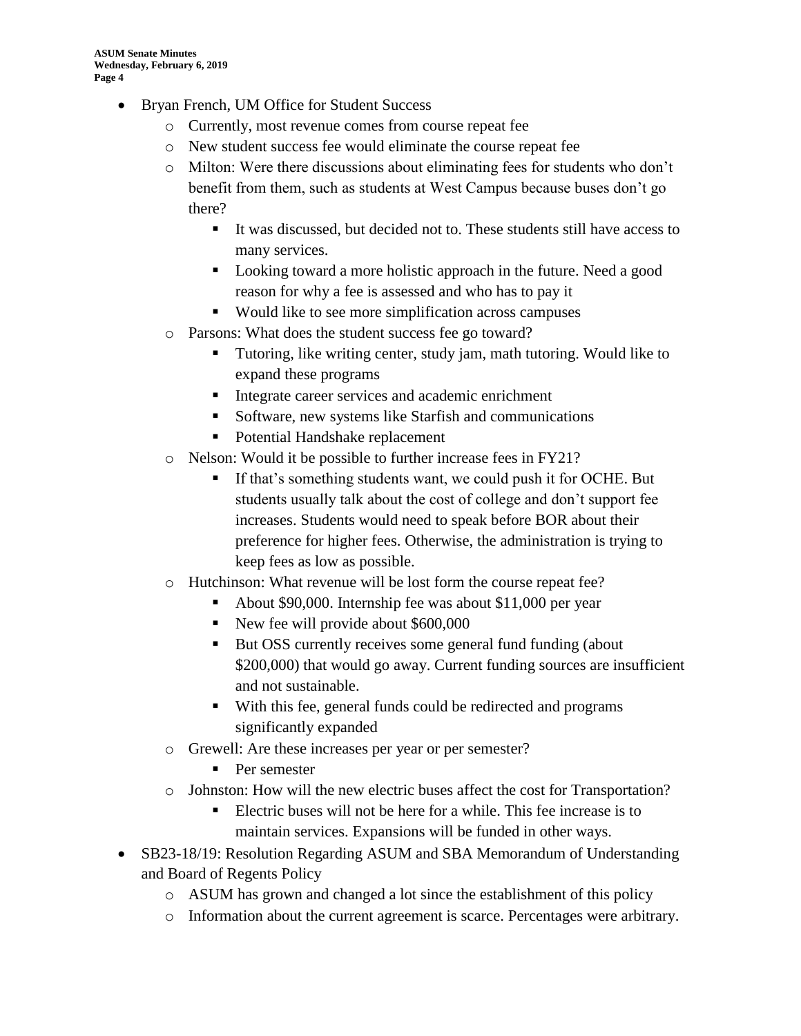- Bryan French, UM Office for Student Success
    - Currently, most revenue comes from course repeat fee
    - New student success fee would eliminate the course repeat fee
    - Milton: Were there discussions about eliminating fees for students who don't benefit from them, such as students at West Campus because buses don't go there?
        - It was discussed, but decided not to. These students still have access to many services.
        - Looking toward a more holistic approach in the future. Need a good reason for why a fee is assessed and who has to pay it
        - Would like to see more simplification across campuses
    - Parsons: What does the student success fee go toward?
        - Tutoring, like writing center, study jam, math tutoring. Would like to expand these programs
        - Integrate career services and academic enrichment
        - Software, new systems like Starfish and communications
        - Potential Handshake replacement
    - Nelson: Would it be possible to further increase fees in FY21?
        - If that's something students want, we could push it for OCHE. But students usually talk about the cost of college and don't support fee increases. Students would need to speak before BOR about their preference for higher fees. Otherwise, the administration is trying to keep fees as low as possible.
    - Hutchinson: What revenue will be lost form the course repeat fee?
        - About $90,000. Internship fee was about $11,000 per year
        - New fee will provide about $600,000
        - But OSS currently receives some general fund funding (about $200,000) that would go away. Current funding sources are insufficient and not sustainable.
        - With this fee, general funds could be redirected and programs significantly expanded
    - Grewell: Are these increases per year or per semester?
        - Per semester
    - Johnston: How will the new electric buses affect the cost for Transportation?
        - Electric buses will not be here for a while. This fee increase is to maintain services. Expansions will be funded in other ways.
- SB23-18/19: Resolution Regarding ASUM and SBA Memorandum of Understanding and Board of Regents Policy
    - ASUM has grown and changed a lot since the establishment of this policy
    - Information about the current agreement is scarce. Percentages were arbitrary.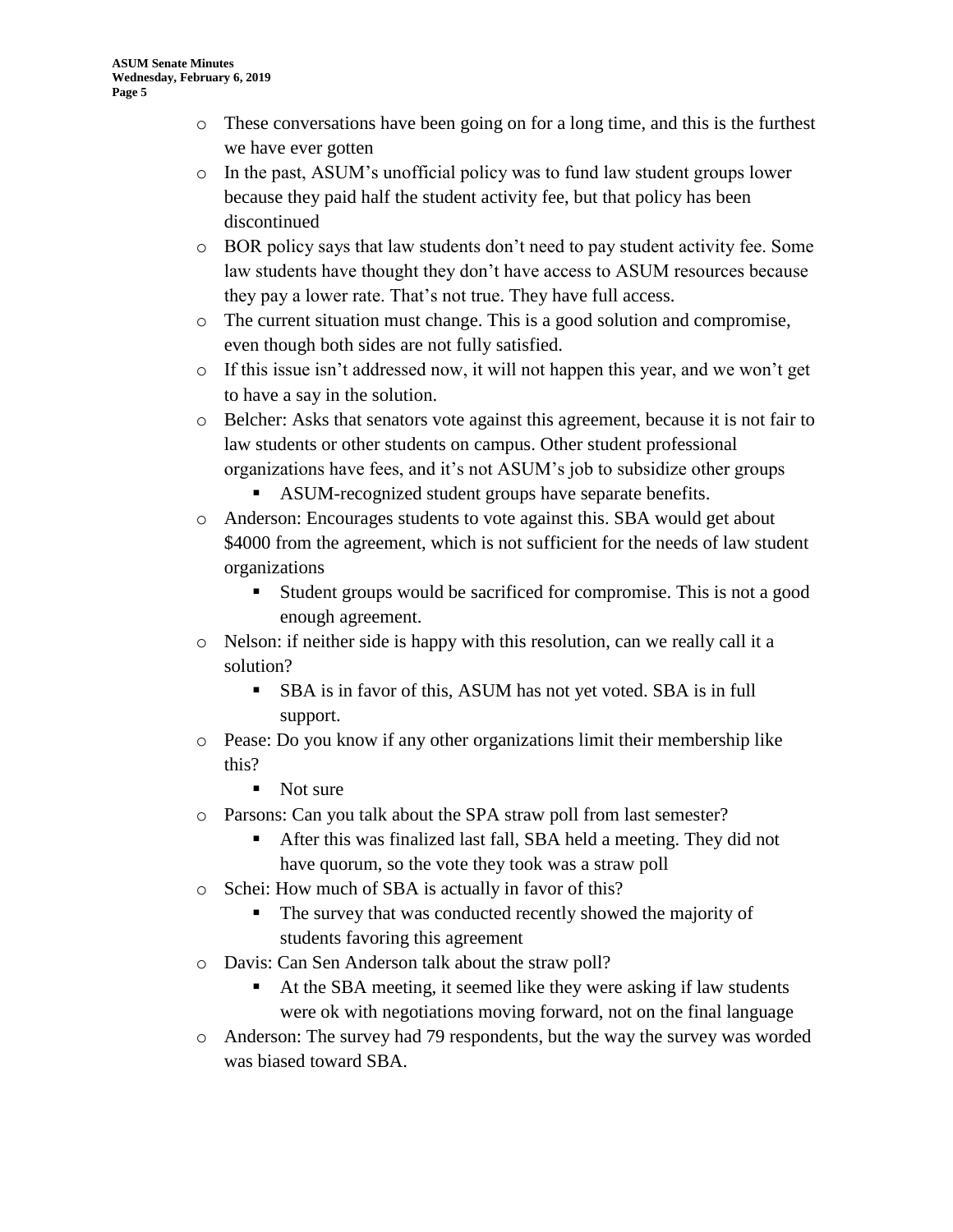- These conversations have been going on for a long time, and this is the furthest we have ever gotten
- In the past, ASUM's unofficial policy was to fund law student groups lower because they paid half the student activity fee, but that policy has been discontinued
- BOR policy says that law students don't need to pay student activity fee. Some law students have thought they don't have access to ASUM resources because they pay a lower rate. That's not true. They have full access.
- The current situation must change. This is a good solution and compromise, even though both sides are not fully satisfied.
- If this issue isn't addressed now, it will not happen this year, and we won't get to have a say in the solution.
- Belcher: Asks that senators vote against this agreement, because it is not fair to law students or other students on campus. Other student professional organizations have fees, and it's not ASUM's job to subsidize other groups
  - ASUM-recognized student groups have separate benefits.
- Anderson: Encourages students to vote against this. SBA would get about \$4000 from the agreement, which is not sufficient for the needs of law student organizations
  - Student groups would be sacrificed for compromise. This is not a good enough agreement.
- Nelson: if neither side is happy with this resolution, can we really call it a solution?
  - SBA is in favor of this, ASUM has not yet voted. SBA is in full support.
- Pease: Do you know if any other organizations limit their membership like this?
  - Not sure
- Parsons: Can you talk about the SPA straw poll from last semester?
  - After this was finalized last fall, SBA held a meeting. They did not have quorum, so the vote they took was a straw poll
- Schei: How much of SBA is actually in favor of this?
  - The survey that was conducted recently showed the majority of students favoring this agreement
- Davis: Can Sen Anderson talk about the straw poll?
  - At the SBA meeting, it seemed like they were asking if law students were ok with negotiations moving forward, not on the final language
- Anderson: The survey had 79 respondents, but the way the survey was worded was biased toward SBA.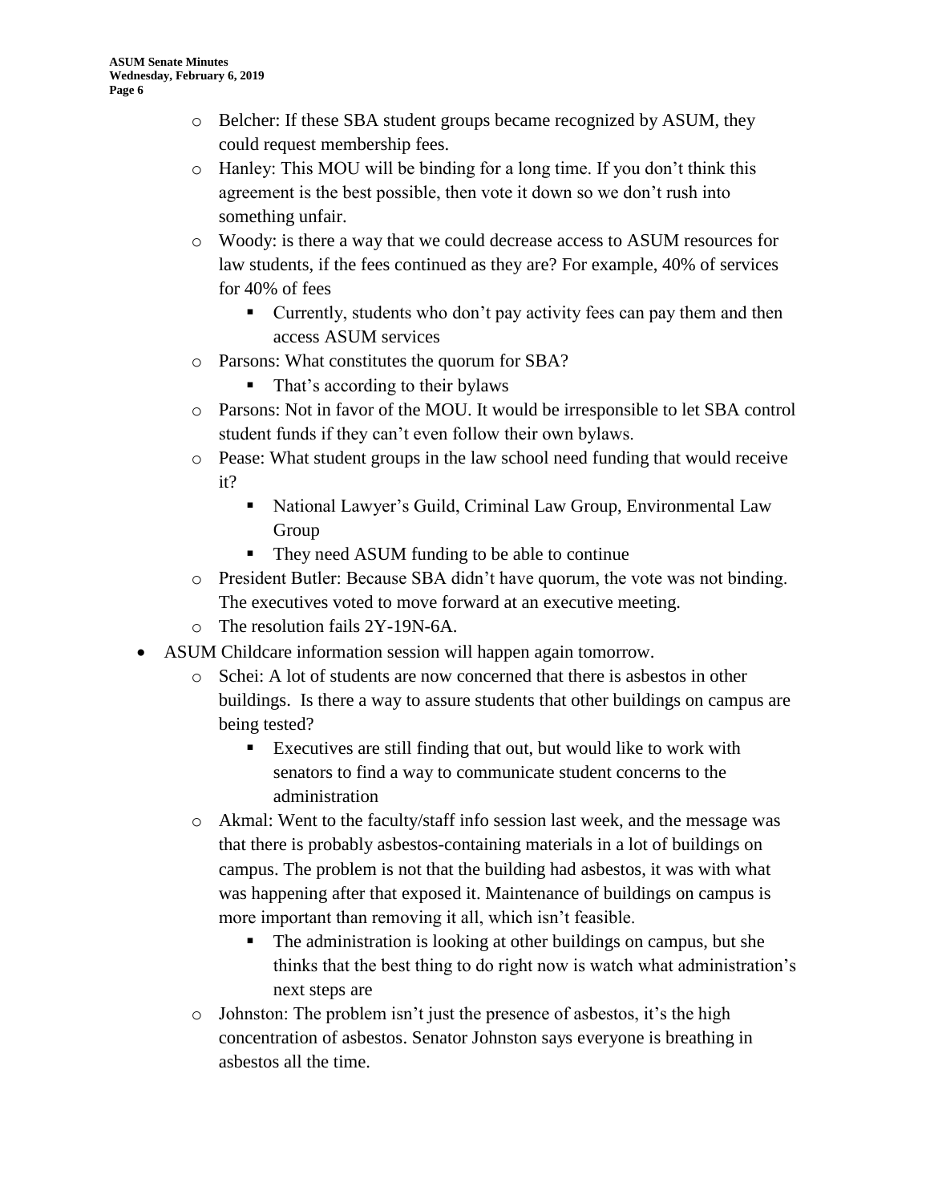- Belcher: If these SBA student groups became recognized by ASUM, they could request membership fees.
    - Hanley: This MOU will be binding for a long time. If you don't think this agreement is the best possible, then vote it down so we don't rush into something unfair.
    - Woody: is there a way that we could decrease access to ASUM resources for law students, if the fees continued as they are? For example, 40% of services for 40% of fees
        - Currently, students who don't pay activity fees can pay them and then access ASUM services
    - Parsons: What constitutes the quorum for SBA?
        - That's according to their bylaws
    - Parsons: Not in favor of the MOU. It would be irresponsible to let SBA control student funds if they can't even follow their own bylaws.
    - Pease: What student groups in the law school need funding that would receive it?
        - National Lawyer's Guild, Criminal Law Group, Environmental Law Group
        - They need ASUM funding to be able to continue
    - President Butler: Because SBA didn't have quorum, the vote was not binding. The executives voted to move forward at an executive meeting.
    - The resolution fails 2Y-19N-6A.
- ASUM Childcare information session will happen again tomorrow.
    - Schei: A lot of students are now concerned that there is asbestos in other buildings. Is there a way to assure students that other buildings on campus are being tested?
        - Executives are still finding that out, but would like to work with senators to find a way to communicate student concerns to the administration
    - Akmal: Went to the faculty/staff info session last week, and the message was that there is probably asbestos-containing materials in a lot of buildings on campus. The problem is not that the building had asbestos, it was with what was happening after that exposed it. Maintenance of buildings on campus is more important than removing it all, which isn't feasible.
        - The administration is looking at other buildings on campus, but she thinks that the best thing to do right now is watch what administration's next steps are
    - Johnston: The problem isn't just the presence of asbestos, it's the high concentration of asbestos. Senator Johnston says everyone is breathing in asbestos all the time.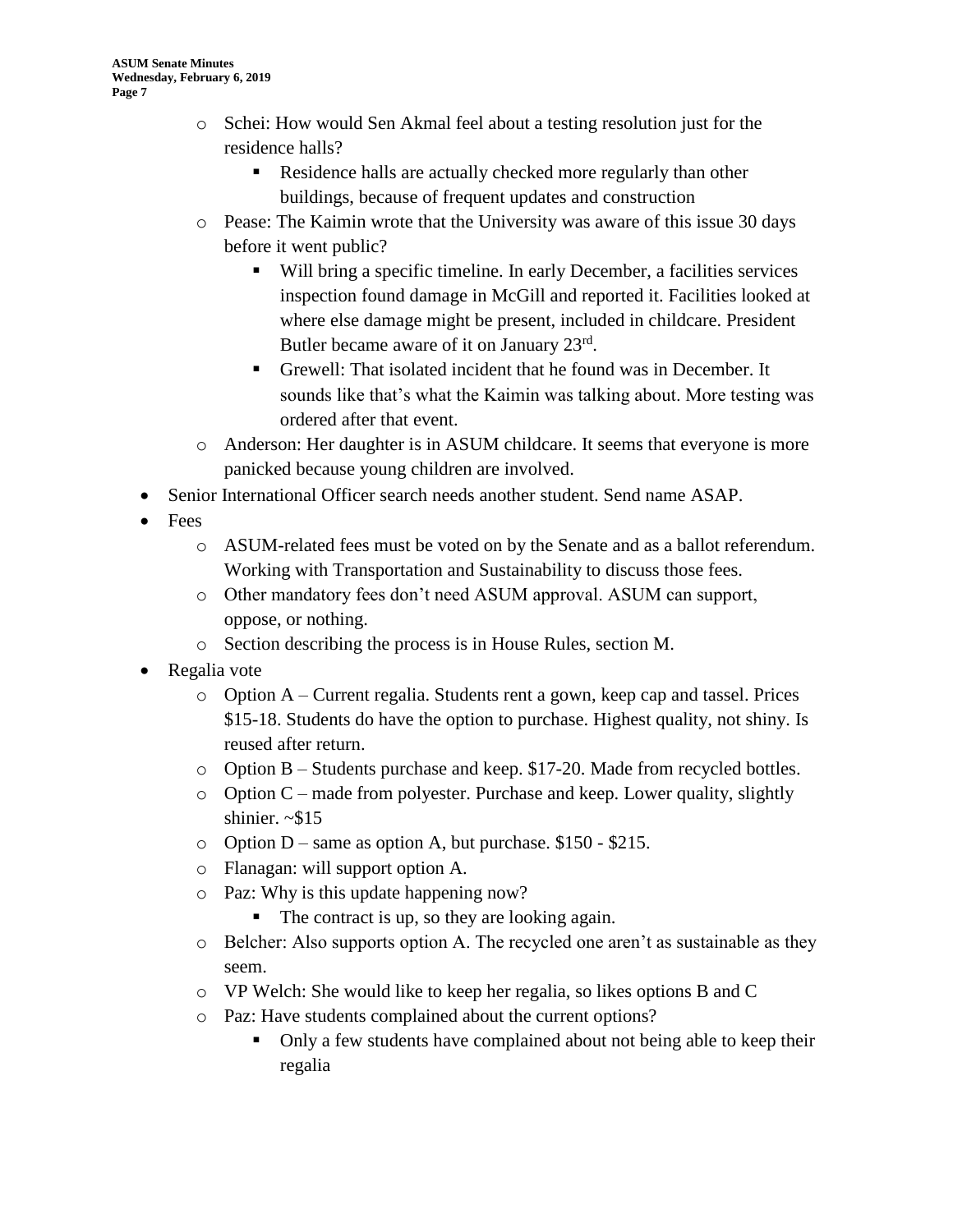- Schei: How would Sen Akmal feel about a testing resolution just for the residence halls?
    - Residence halls are actually checked more regularly than other buildings, because of frequent updates and construction
- Pease: The Kaimin wrote that the University was aware of this issue 30 days before it went public?
    - Will bring a specific timeline. In early December, a facilities services inspection found damage in McGill and reported it. Facilities looked at where else damage might be present, included in childcare. President Butler became aware of it on January 23rd.
    - Grewell: That isolated incident that he found was in December. It sounds like that's what the Kaimin was talking about. More testing was ordered after that event.
- Anderson: Her daughter is in ASUM childcare. It seems that everyone is more panicked because young children are involved.

- Senior International Officer search needs another student. Send name ASAP.
- Fees
    - ASUM-related fees must be voted on by the Senate and as a ballot referendum. Working with Transportation and Sustainability to discuss those fees.
    - Other mandatory fees don't need ASUM approval. ASUM can support, oppose, or nothing.
    - Section describing the process is in House Rules, section M.
- Regalia vote
    - Option A – Current regalia. Students rent a gown, keep cap and tassel. Prices $15-18. Students do have the option to purchase. Highest quality, not shiny. Is reused after return.
    - Option B – Students purchase and keep. $17-20. Made from recycled bottles.
    - Option C – made from polyester. Purchase and keep. Lower quality, slightly shinier. ~$15
    - Option D – same as option A, but purchase. $150 - $215.
    - Flanagan: will support option A.
    - Paz: Why is this update happening now?
        - The contract is up, so they are looking again.
    - Belcher: Also supports option A. The recycled one aren't as sustainable as they seem.
    - VP Welch: She would like to keep her regalia, so likes options B and C
    - Paz: Have students complained about the current options?
        - Only a few students have complained about not being able to keep their regalia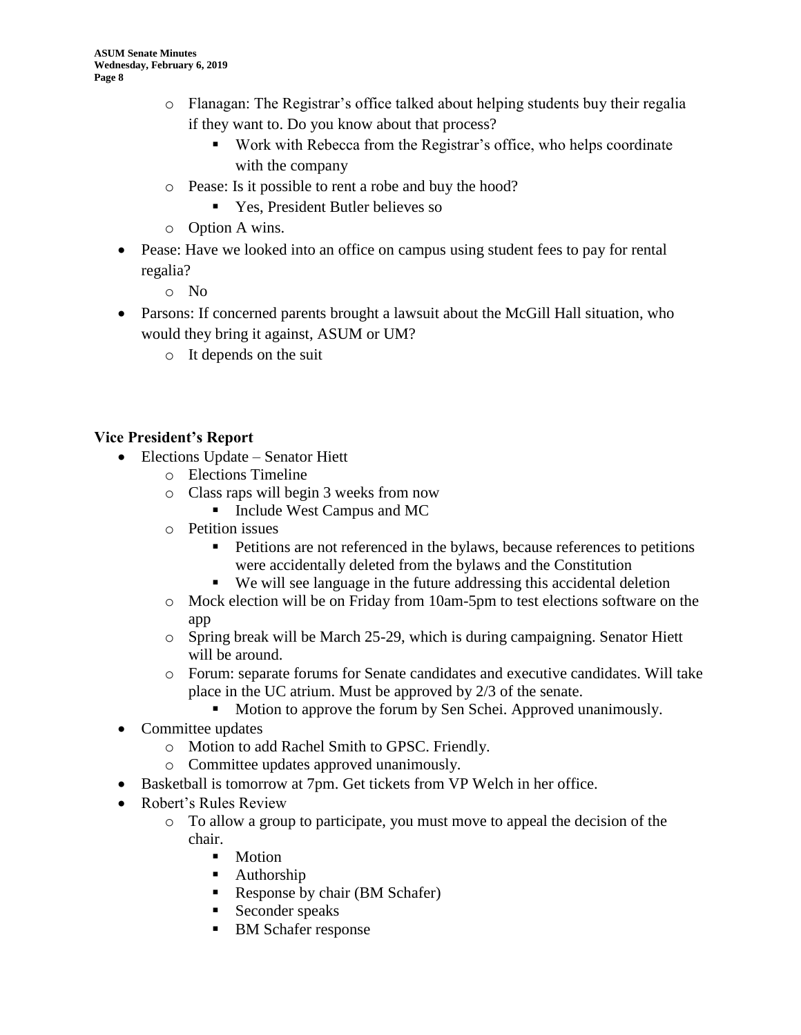- Flanagan: The Registrar's office talked about helping students buy their regalia if they want to. Do you know about that process?
  - Work with Rebecca from the Registrar's office, who helps coordinate with the company
- Pease: Is it possible to rent a robe and buy the hood?
  - Yes, President Butler believes so
- Option A wins.

- Pease: Have we looked into an office on campus using student fees to pay for rental regalia?
  - No
- Parsons: If concerned parents brought a lawsuit about the McGill Hall situation, who would they bring it against, ASUM or UM?
  - It depends on the suit

**Vice President's Report**

- Elections Update – Senator Hiett
  - Elections Timeline
  - Class raps will begin 3 weeks from now
    - Include West Campus and MC
  - Petition issues
    - Petitions are not referenced in the bylaws, because references to petitions were accidentally deleted from the bylaws and the Constitution
    - We will see language in the future addressing this accidental deletion
  - Mock election will be on Friday from 10am-5pm to test elections software on the app
  - Spring break will be March 25-29, which is during campaigning. Senator Hiett will be around.
  - Forum: separate forums for Senate candidates and executive candidates. Will take place in the UC atrium. Must be approved by 2/3 of the senate.
    - Motion to approve the forum by Sen Schei. Approved unanimously.
- Committee updates
  - Motion to add Rachel Smith to GPSC. Friendly.
  - Committee updates approved unanimously.
- Basketball is tomorrow at 7pm. Get tickets from VP Welch in her office.
- Robert's Rules Review
  - To allow a group to participate, you must move to appeal the decision of the chair.
    - Motion
    - Authorship
    - Response by chair (BM Schafer)
    - Seconder speaks
    - BM Schafer response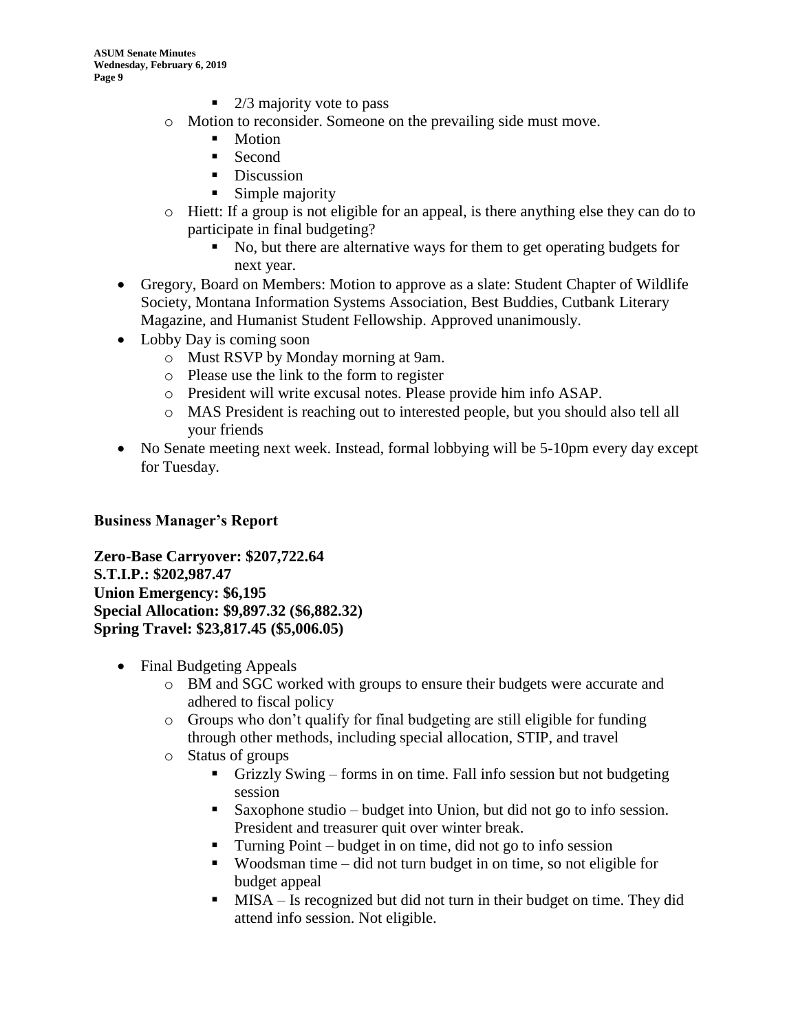- 2/3 majority vote to pass
    - Motion to reconsider. Someone on the prevailing side must move.
        - Motion
        - Second
        - Discussion
        - Simple majority
    - Hiett: If a group is not eligible for an appeal, is there anything else they can do to participate in final budgeting?
        - No, but there are alternative ways for them to get operating budgets for next year.
- Gregory, Board on Members: Motion to approve as a slate: Student Chapter of Wildlife Society, Montana Information Systems Association, Best Buddies, Cutbank Literary Magazine, and Humanist Student Fellowship. Approved unanimously.
- Lobby Day is coming soon
    - Must RSVP by Monday morning at 9am.
    - Please use the link to the form to register
    - President will write excusal notes. Please provide him info ASAP.
    - MAS President is reaching out to interested people, but you should also tell all your friends
- No Senate meeting next week. Instead, formal lobbying will be 5-10pm every day except for Tuesday.

**Business Manager's Report**

**Zero-Base Carryover: $207,722.64**
**S.T.I.P.: $202,987.47**
**Union Emergency: $6,195**
**Special Allocation: $9,897.32 ($6,882.32)**
**Spring Travel: $23,817.45 ($5,006.05)**

- Final Budgeting Appeals
    - BM and SGC worked with groups to ensure their budgets were accurate and adhered to fiscal policy
    - Groups who don't qualify for final budgeting are still eligible for funding through other methods, including special allocation, STIP, and travel
    - Status of groups
        - Grizzly Swing – forms in on time. Fall info session but not budgeting session
        - Saxophone studio – budget into Union, but did not go to info session. President and treasurer quit over winter break.
        - Turning Point – budget in on time, did not go to info session
        - Woodsman time – did not turn budget in on time, so not eligible for budget appeal
        - MISA – Is recognized but did not turn in their budget on time. They did attend info session. Not eligible.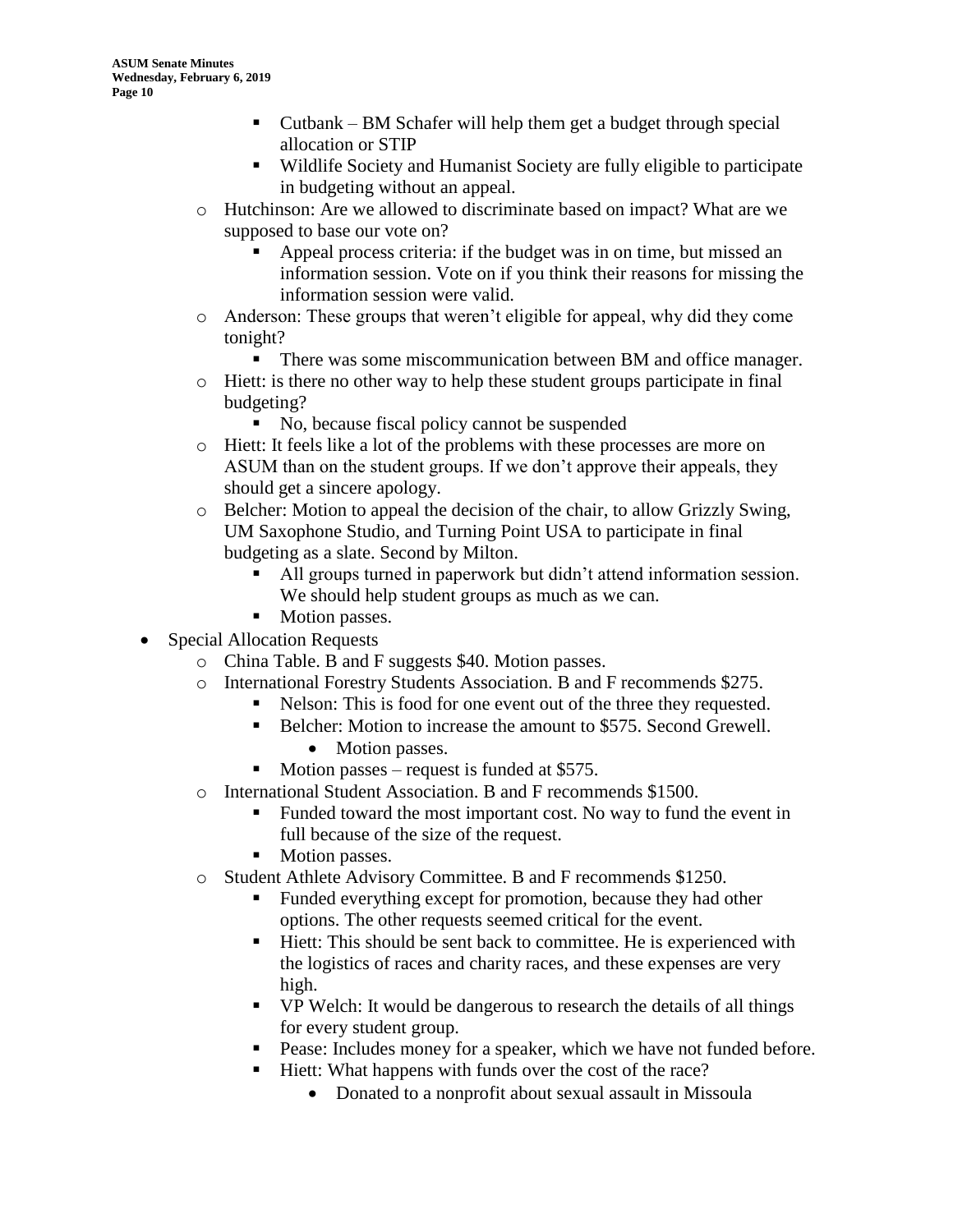- Cutbank – BM Schafer will help them get a budget through special allocation or STIP
- Wildlife Society and Humanist Society are fully eligible to participate in budgeting without an appeal.

- Hutchinson: Are we allowed to discriminate based on impact? What are we supposed to base our vote on?
  - Appeal process criteria: if the budget was in on time, but missed an information session. Vote on if you think their reasons for missing the information session were valid.
- Anderson: These groups that weren't eligible for appeal, why did they come tonight?
  - There was some miscommunication between BM and office manager.
- Hiett: is there no other way to help these student groups participate in final budgeting?
  - No, because fiscal policy cannot be suspended
- Hiett: It feels like a lot of the problems with these processes are more on ASUM than on the student groups. If we don't approve their appeals, they should get a sincere apology.
- Belcher: Motion to appeal the decision of the chair, to allow Grizzly Swing, UM Saxophone Studio, and Turning Point USA to participate in final budgeting as a slate. Second by Milton.
  - All groups turned in paperwork but didn't attend information session. We should help student groups as much as we can.
  - Motion passes.

- Special Allocation Requests
  - China Table. B and F suggests $40. Motion passes.
  - International Forestry Students Association. B and F recommends $275.
    - Nelson: This is food for one event out of the three they requested.
    - Belcher: Motion to increase the amount to $575. Second Grewell.
      - Motion passes.
    - Motion passes – request is funded at $575.
  - International Student Association. B and F recommends $1500.
    - Funded toward the most important cost. No way to fund the event in full because of the size of the request.
    - Motion passes.
  - Student Athlete Advisory Committee. B and F recommends $1250.
    - Funded everything except for promotion, because they had other options. The other requests seemed critical for the event.
    - Hiett: This should be sent back to committee. He is experienced with the logistics of races and charity races, and these expenses are very high.
    - VP Welch: It would be dangerous to research the details of all things for every student group.
    - Pease: Includes money for a speaker, which we have not funded before.
    - Hiett: What happens with funds over the cost of the race?
      - Donated to a nonprofit about sexual assault in Missoula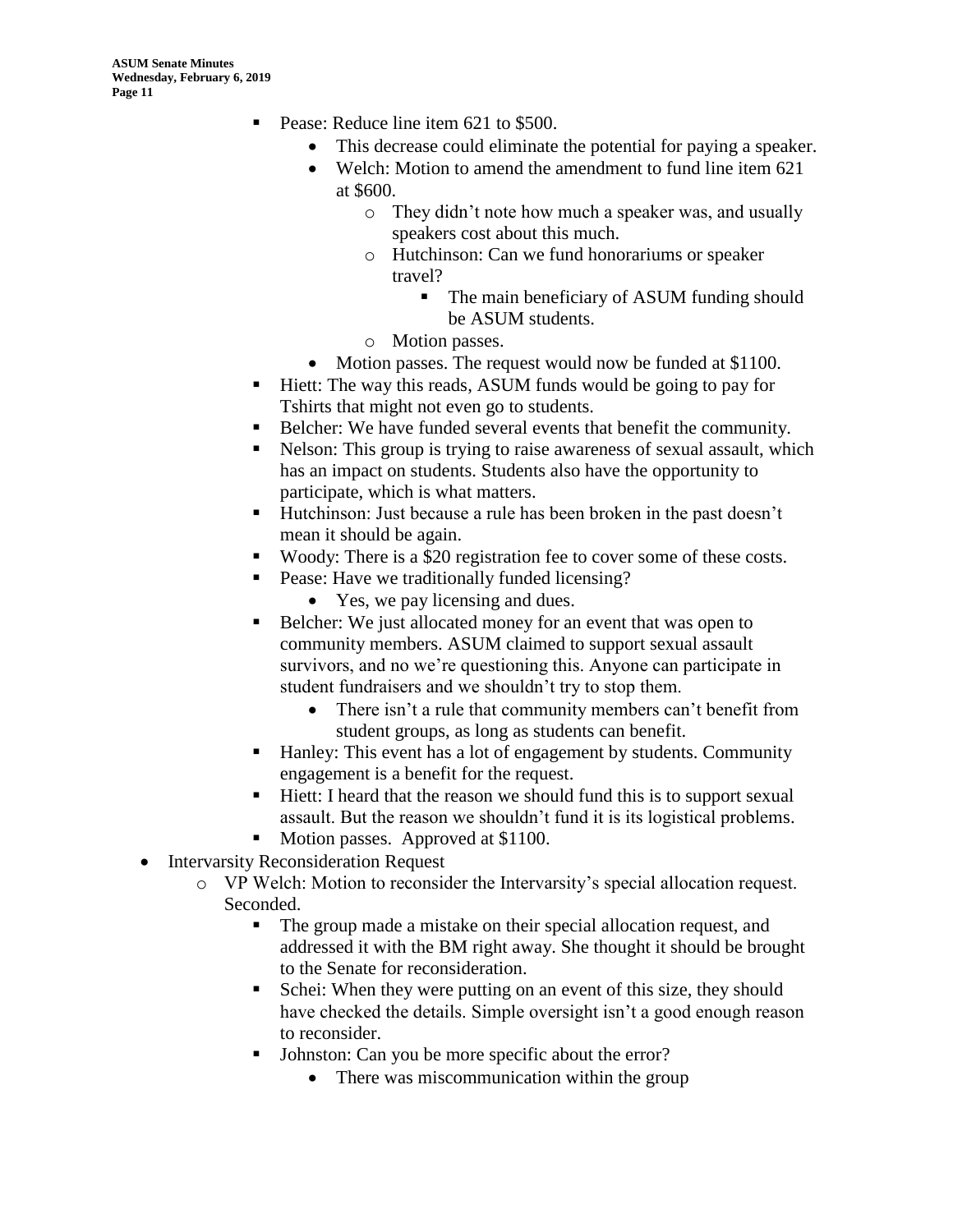- Pease: Reduce line item 621 to $500.
    - This decrease could eliminate the potential for paying a speaker.
    - Welch: Motion to amend the amendment to fund line item 621 at $600.
        - They didn't note how much a speaker was, and usually speakers cost about this much.
        - Hutchinson: Can we fund honorariums or speaker travel?
            - The main beneficiary of ASUM funding should be ASUM students.
        - Motion passes.
    - Motion passes. The request would now be funded at $1100.
- Hiett: The way this reads, ASUM funds would be going to pay for Tshirts that might not even go to students.
- Belcher: We have funded several events that benefit the community.
- Nelson: This group is trying to raise awareness of sexual assault, which has an impact on students. Students also have the opportunity to participate, which is what matters.
- Hutchinson: Just because a rule has been broken in the past doesn't mean it should be again.
- Woody: There is a $20 registration fee to cover some of these costs.
- Pease: Have we traditionally funded licensing?
    - Yes, we pay licensing and dues.
- Belcher: We just allocated money for an event that was open to community members. ASUM claimed to support sexual assault survivors, and no we're questioning this. Anyone can participate in student fundraisers and we shouldn't try to stop them.
    - There isn't a rule that community members can't benefit from student groups, as long as students can benefit.
- Hanley: This event has a lot of engagement by students. Community engagement is a benefit for the request.
- Hiett: I heard that the reason we should fund this is to support sexual assault. But the reason we shouldn't fund it is its logistical problems.
- Motion passes. Approved at $1100.

- Intervarsity Reconsideration Request
    - VP Welch: Motion to reconsider the Intervarsity's special allocation request. Seconded.
        - The group made a mistake on their special allocation request, and addressed it with the BM right away. She thought it should be brought to the Senate for reconsideration.
        - Schei: When they were putting on an event of this size, they should have checked the details. Simple oversight isn't a good enough reason to reconsider.
        - Johnston: Can you be more specific about the error?
            - There was miscommunication within the group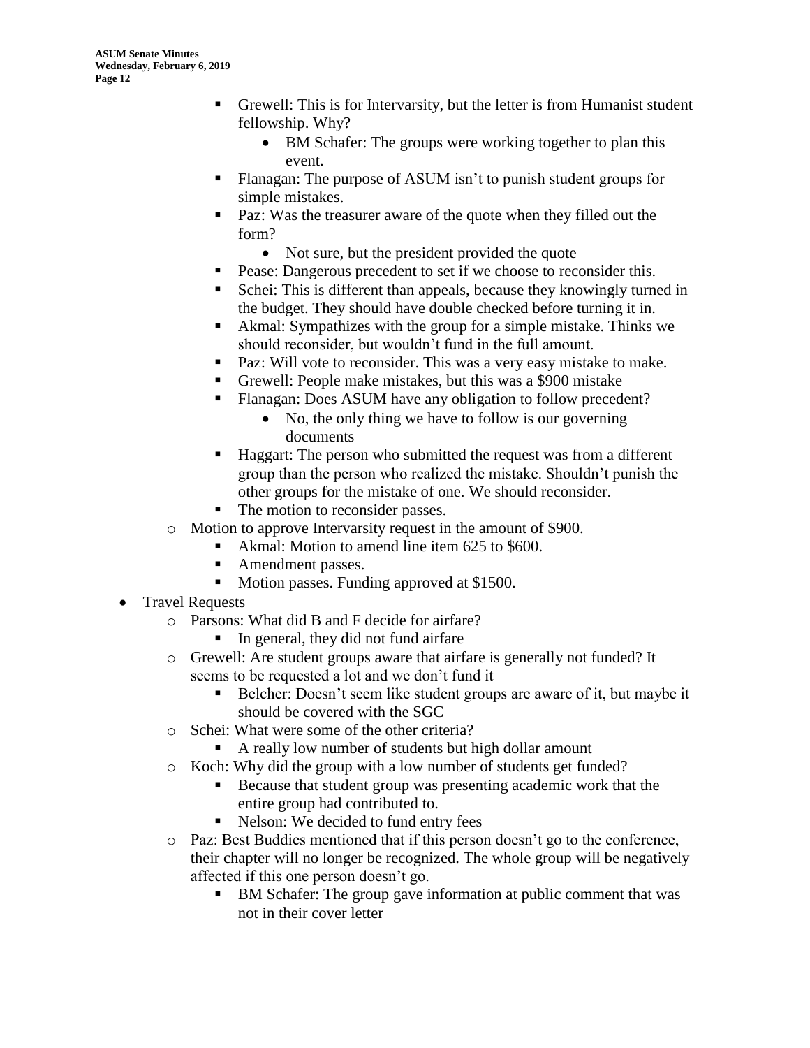- Grewell: This is for Intervarsity, but the letter is from Humanist student fellowship. Why?
            - BM Schafer: The groups were working together to plan this event.
        - Flanagan: The purpose of ASUM isn't to punish student groups for simple mistakes.
        - Paz: Was the treasurer aware of the quote when they filled out the form?
            - Not sure, but the president provided the quote
        - Pease: Dangerous precedent to set if we choose to reconsider this.
        - Schei: This is different than appeals, because they knowingly turned in the budget. They should have double checked before turning it in.
        - Akmal: Sympathizes with the group for a simple mistake. Thinks we should reconsider, but wouldn't fund in the full amount.
        - Paz: Will vote to reconsider. This was a very easy mistake to make.
        - Grewell: People make mistakes, but this was a $900 mistake
        - Flanagan: Does ASUM have any obligation to follow precedent?
            - No, the only thing we have to follow is our governing documents
        - Haggart: The person who submitted the request was from a different group than the person who realized the mistake. Shouldn't punish the other groups for the mistake of one. We should reconsider.
        - The motion to reconsider passes.
    - Motion to approve Intervarsity request in the amount of $900.
        - Akmal: Motion to amend line item 625 to $600.
        - Amendment passes.
        - Motion passes. Funding approved at $1500.
- Travel Requests
    - Parsons: What did B and F decide for airfare?
        - In general, they did not fund airfare
    - Grewell: Are student groups aware that airfare is generally not funded? It seems to be requested a lot and we don't fund it
        - Belcher: Doesn't seem like student groups are aware of it, but maybe it should be covered with the SGC
    - Schei: What were some of the other criteria?
        - A really low number of students but high dollar amount
    - Koch: Why did the group with a low number of students get funded?
        - Because that student group was presenting academic work that the entire group had contributed to.
        - Nelson: We decided to fund entry fees
    - Paz: Best Buddies mentioned that if this person doesn't go to the conference, their chapter will no longer be recognized. The whole group will be negatively affected if this one person doesn't go.
        - BM Schafer: The group gave information at public comment that was not in their cover letter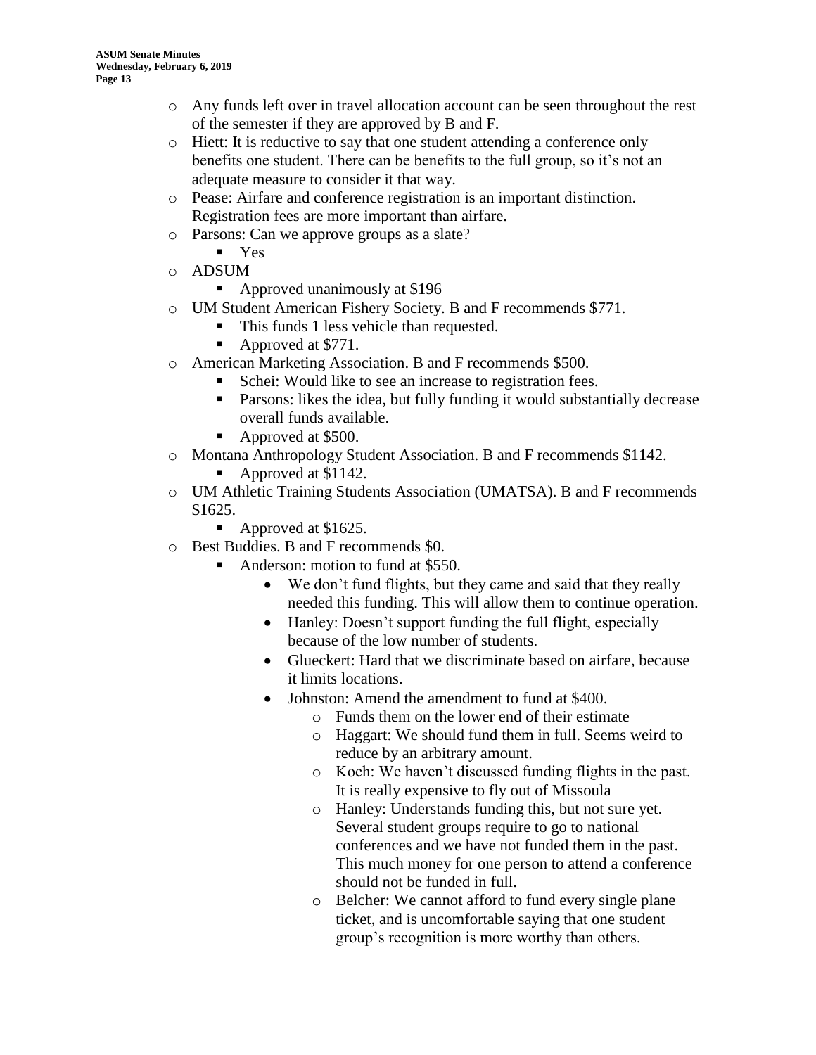- Any funds left over in travel allocation account can be seen throughout the rest of the semester if they are approved by B and F.
- Hiett: It is reductive to say that one student attending a conference only benefits one student. There can be benefits to the full group, so it's not an adequate measure to consider it that way.
- Pease: Airfare and conference registration is an important distinction. Registration fees are more important than airfare.
- Parsons: Can we approve groups as a slate?
  - Yes
- ADSUM
  - Approved unanimously at $196
- UM Student American Fishery Society. B and F recommends $771.
  - This funds 1 less vehicle than requested.
  - Approved at $771.
- American Marketing Association. B and F recommends $500.
  - Schei: Would like to see an increase to registration fees.
  - Parsons: likes the idea, but fully funding it would substantially decrease overall funds available.
  - Approved at $500.
- Montana Anthropology Student Association. B and F recommends $1142.
  - Approved at $1142.
- UM Athletic Training Students Association (UMATSA). B and F recommends $1625.
  - Approved at $1625.
- Best Buddies. B and F recommends $0.
  - Anderson: motion to fund at $550.
    - We don't fund flights, but they came and said that they really needed this funding. This will allow them to continue operation.
    - Hanley: Doesn't support funding the full flight, especially because of the low number of students.
    - Glueckert: Hard that we discriminate based on airfare, because it limits locations.
    - Johnston: Amend the amendment to fund at $400.
      - Funds them on the lower end of their estimate
      - Haggart: We should fund them in full. Seems weird to reduce by an arbitrary amount.
      - Koch: We haven't discussed funding flights in the past. It is really expensive to fly out of Missoula
      - Hanley: Understands funding this, but not sure yet. Several student groups require to go to national conferences and we have not funded them in the past. This much money for one person to attend a conference should not be funded in full.
      - Belcher: We cannot afford to fund every single plane ticket, and is uncomfortable saying that one student group's recognition is more worthy than others.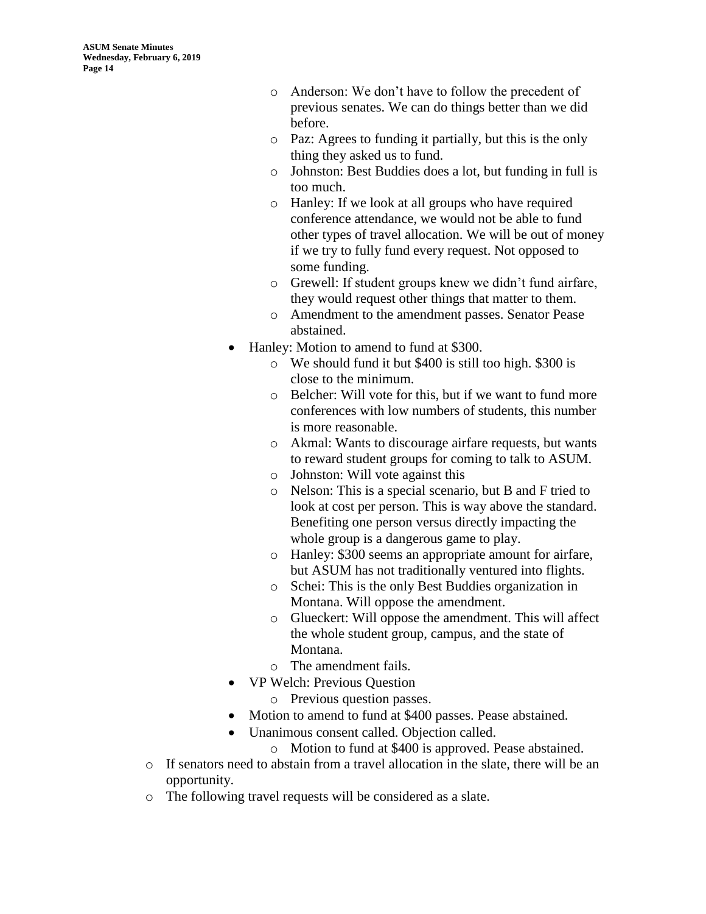- Anderson: We don't have to follow the precedent of previous senates. We can do things better than we did before.
    - Paz: Agrees to funding it partially, but this is the only thing they asked us to fund.
    - Johnston: Best Buddies does a lot, but funding in full is too much.
    - Hanley: If we look at all groups who have required conference attendance, we would not be able to fund other types of travel allocation. We will be out of money if we try to fully fund every request. Not opposed to some funding.
    - Grewell: If student groups knew we didn't fund airfare, they would request other things that matter to them.
    - Amendment to the amendment passes. Senator Pease abstained.
  - Hanley: Motion to amend to fund at $300.
    - We should fund it but $400 is still too high. $300 is close to the minimum.
    - Belcher: Will vote for this, but if we want to fund more conferences with low numbers of students, this number is more reasonable.
    - Akmal: Wants to discourage airfare requests, but wants to reward student groups for coming to talk to ASUM.
    - Johnston: Will vote against this
    - Nelson: This is a special scenario, but B and F tried to look at cost per person. This is way above the standard. Benefiting one person versus directly impacting the whole group is a dangerous game to play.
    - Hanley: $300 seems an appropriate amount for airfare, but ASUM has not traditionally ventured into flights.
    - Schei: This is the only Best Buddies organization in Montana. Will oppose the amendment.
    - Glueckert: Will oppose the amendment. This will affect the whole student group, campus, and the state of Montana.
    - The amendment fails.
  - VP Welch: Previous Question
    - Previous question passes.
  - Motion to amend to fund at $400 passes. Pease abstained.
  - Unanimous consent called. Objection called.
    - Motion to fund at $400 is approved. Pease abstained.
- If senators need to abstain from a travel allocation in the slate, there will be an opportunity.
- The following travel requests will be considered as a slate.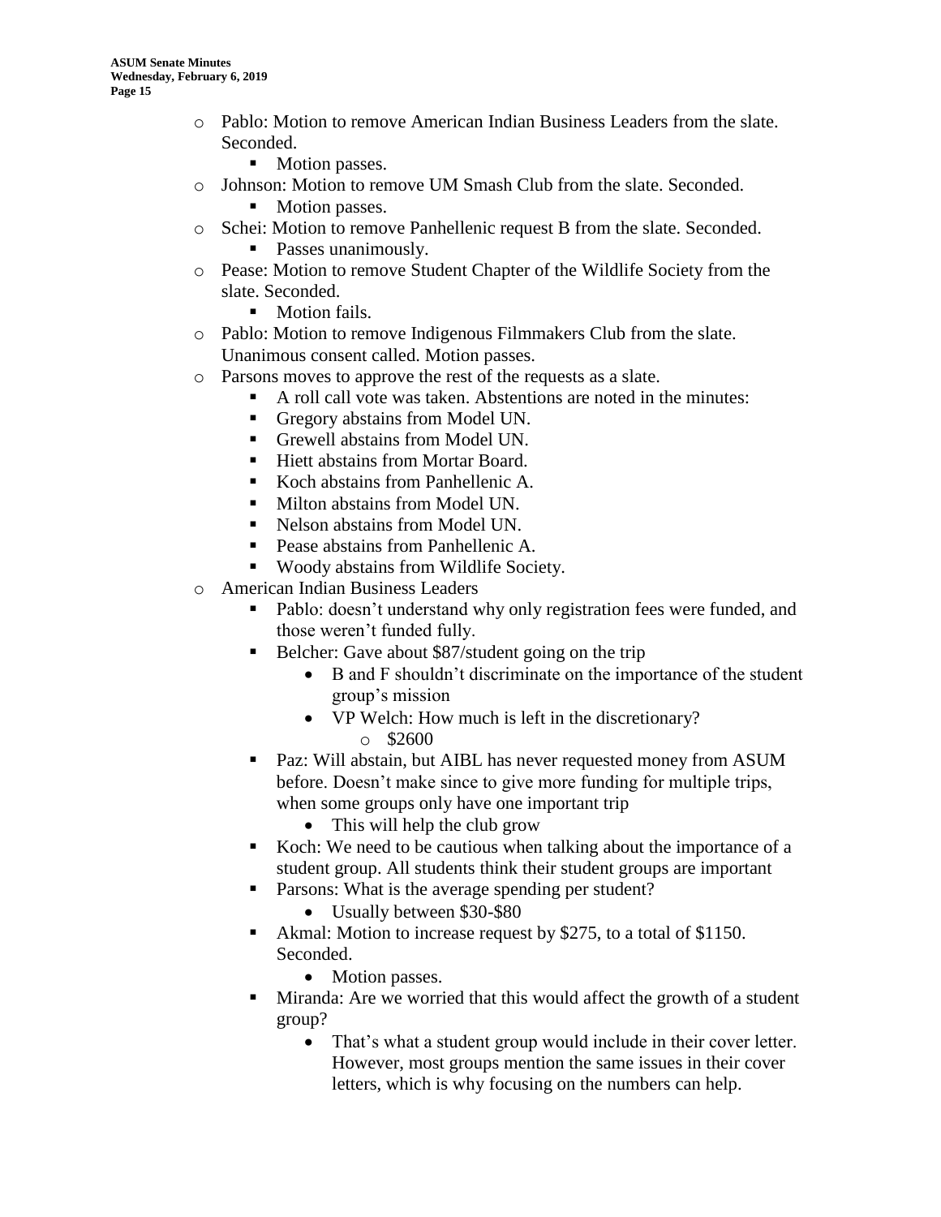- Pablo: Motion to remove American Indian Business Leaders from the slate. Seconded.
  - Motion passes.
- Johnson: Motion to remove UM Smash Club from the slate. Seconded.
  - Motion passes.
- Schei: Motion to remove Panhellenic request B from the slate. Seconded.
  - Passes unanimously.
- Pease: Motion to remove Student Chapter of the Wildlife Society from the slate. Seconded.
  - Motion fails.
- Pablo: Motion to remove Indigenous Filmmakers Club from the slate. Unanimous consent called. Motion passes.
- Parsons moves to approve the rest of the requests as a slate.
  - A roll call vote was taken. Abstentions are noted in the minutes:
  - Gregory abstains from Model UN.
  - Grewell abstains from Model UN.
  - Hiett abstains from Mortar Board.
  - Koch abstains from Panhellenic A.
  - Milton abstains from Model UN.
  - Nelson abstains from Model UN.
  - Pease abstains from Panhellenic A.
  - Woody abstains from Wildlife Society.
- American Indian Business Leaders
  - Pablo: doesn't understand why only registration fees were funded, and those weren't funded fully.
  - Belcher: Gave about $87/student going on the trip
    - B and F shouldn't discriminate on the importance of the student group's mission
    - VP Welch: How much is left in the discretionary?
      - $2600
  - Paz: Will abstain, but AIBL has never requested money from ASUM before. Doesn't make since to give more funding for multiple trips, when some groups only have one important trip
    - This will help the club grow
  - Koch: We need to be cautious when talking about the importance of a student group. All students think their student groups are important
  - Parsons: What is the average spending per student?
    - Usually between $30-$80
  - Akmal: Motion to increase request by $275, to a total of $1150. Seconded.
    - Motion passes.
  - Miranda: Are we worried that this would affect the growth of a student group?
    - That's what a student group would include in their cover letter. However, most groups mention the same issues in their cover letters, which is why focusing on the numbers can help.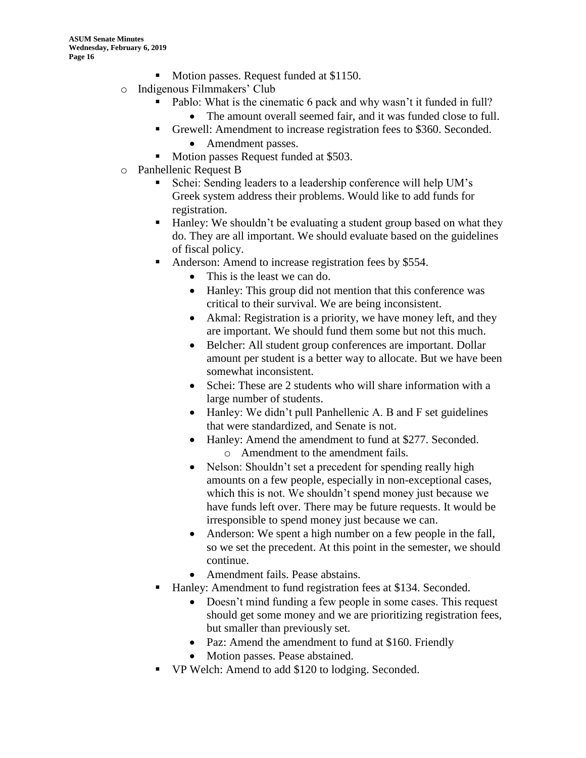- Motion passes. Request funded at $1150.
- Indigenous Filmmakers' Club
  - Pablo: What is the cinematic 6 pack and why wasn't it funded in full?
    - The amount overall seemed fair, and it was funded close to full.
  - Grewell: Amendment to increase registration fees to $360. Seconded.
    - Amendment passes.
  - Motion passes Request funded at $503.
- Panhellenic Request B
  - Schei: Sending leaders to a leadership conference will help UM's Greek system address their problems. Would like to add funds for registration.
  - Hanley: We shouldn't be evaluating a student group based on what they do. They are all important. We should evaluate based on the guidelines of fiscal policy.
  - Anderson: Amend to increase registration fees by $554.
    - This is the least we can do.
    - Hanley: This group did not mention that this conference was critical to their survival. We are being inconsistent.
    - Akmal: Registration is a priority, we have money left, and they are important. We should fund them some but not this much.
    - Belcher: All student group conferences are important. Dollar amount per student is a better way to allocate. But we have been somewhat inconsistent.
    - Schei: These are 2 students who will share information with a large number of students.
    - Hanley: We didn't pull Panhellenic A. B and F set guidelines that were standardized, and Senate is not.
    - Hanley: Amend the amendment to fund at $277. Seconded.
      - Amendment to the amendment fails.
    - Nelson: Shouldn't set a precedent for spending really high amounts on a few people, especially in non-exceptional cases, which this is not. We shouldn't spend money just because we have funds left over. There may be future requests. It would be irresponsible to spend money just because we can.
    - Anderson: We spent a high number on a few people in the fall, so we set the precedent. At this point in the semester, we should continue.
    - Amendment fails. Pease abstains.
  - Hanley: Amendment to fund registration fees at $134. Seconded.
    - Doesn't mind funding a few people in some cases. This request should get some money and we are prioritizing registration fees, but smaller than previously set.
    - Paz: Amend the amendment to fund at $160. Friendly
    - Motion passes. Pease abstained.
  - VP Welch: Amend to add $120 to lodging. Seconded.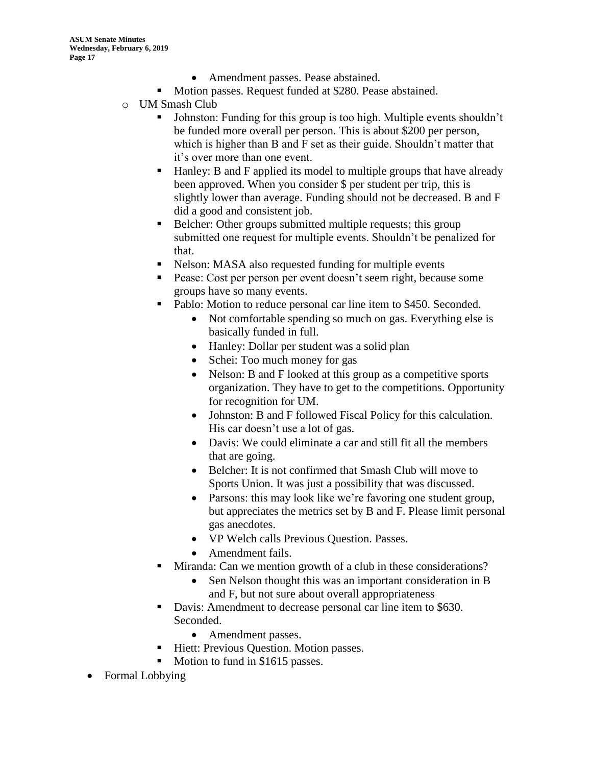- Amendment passes. Pease abstained.
    - Motion passes. Request funded at $280. Pease abstained.
  - UM Smash Club
    - Johnston: Funding for this group is too high. Multiple events shouldn't be funded more overall per person. This is about $200 per person, which is higher than B and F set as their guide. Shouldn't matter that it's over more than one event.
    - Hanley: B and F applied its model to multiple groups that have already been approved. When you consider $ per student per trip, this is slightly lower than average. Funding should not be decreased. B and F did a good and consistent job.
    - Belcher: Other groups submitted multiple requests; this group submitted one request for multiple events. Shouldn't be penalized for that.
    - Nelson: MASA also requested funding for multiple events
    - Pease: Cost per person per event doesn't seem right, because some groups have so many events.
    - Pablo: Motion to reduce personal car line item to $450. Seconded.
      - Not comfortable spending so much on gas. Everything else is basically funded in full.
      - Hanley: Dollar per student was a solid plan
      - Schei: Too much money for gas
      - Nelson: B and F looked at this group as a competitive sports organization. They have to get to the competitions. Opportunity for recognition for UM.
      - Johnston: B and F followed Fiscal Policy for this calculation. His car doesn't use a lot of gas.
      - Davis: We could eliminate a car and still fit all the members that are going.
      - Belcher: It is not confirmed that Smash Club will move to Sports Union. It was just a possibility that was discussed.
      - Parsons: this may look like we're favoring one student group, but appreciates the metrics set by B and F. Please limit personal gas anecdotes.
      - VP Welch calls Previous Question. Passes.
      - Amendment fails.
    - Miranda: Can we mention growth of a club in these considerations?
      - Sen Nelson thought this was an important consideration in B and F, but not sure about overall appropriateness
    - Davis: Amendment to decrease personal car line item to $630. Seconded.
      - Amendment passes.
    - Hiett: Previous Question. Motion passes.
    - Motion to fund in $1615 passes.
- Formal Lobbying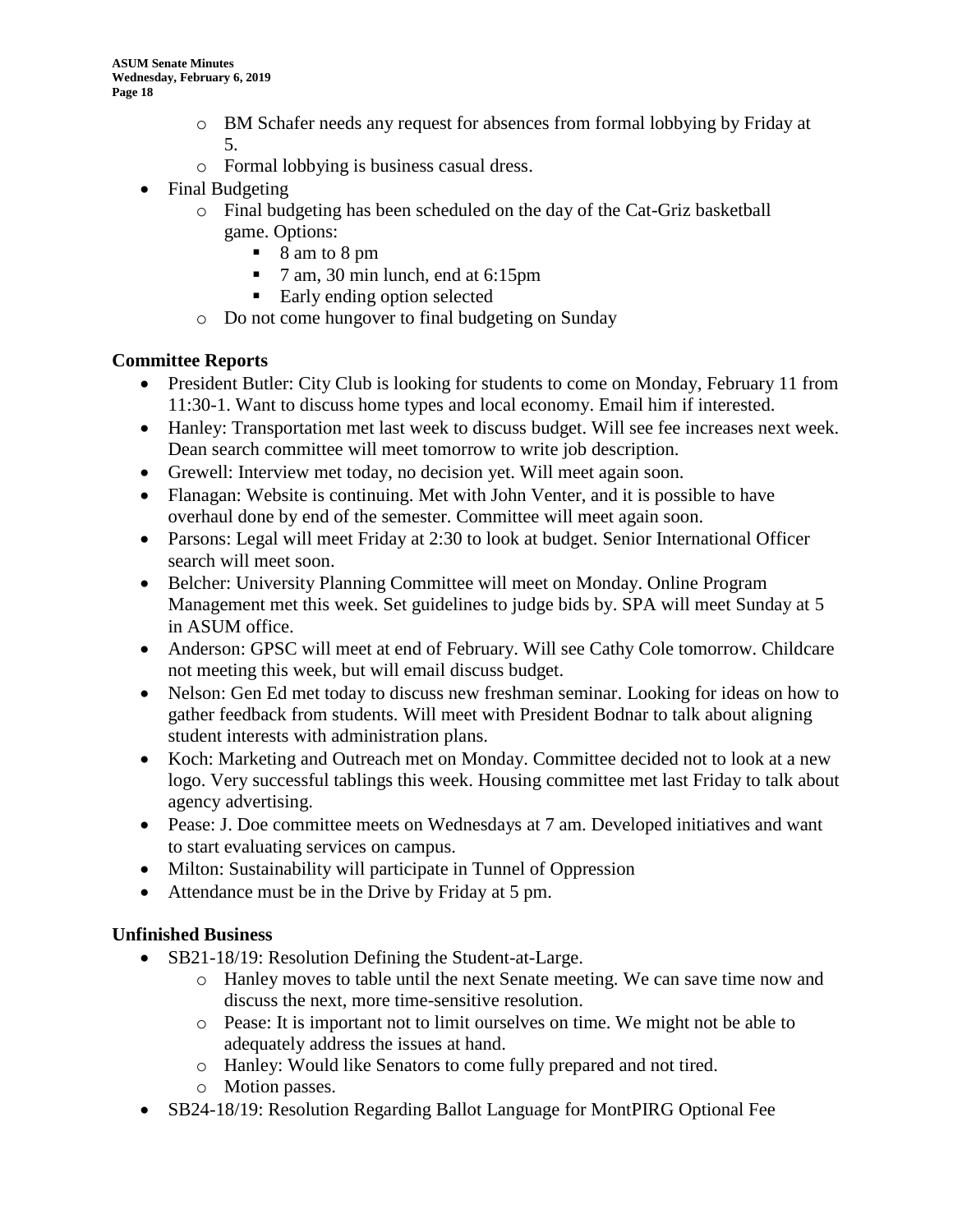- BM Schafer needs any request for absences from formal lobbying by Friday at 5.
  - Formal lobbying is business casual dress.
- Final Budgeting
  - Final budgeting has been scheduled on the day of the Cat-Griz basketball game. Options:
    - 8 am to 8 pm
    - 7 am, 30 min lunch, end at 6:15pm
    - Early ending option selected
  - Do not come hungover to final budgeting on Sunday

### Committee Reports

- President Butler: City Club is looking for students to come on Monday, February 11 from 11:30-1. Want to discuss home types and local economy. Email him if interested.
- Hanley: Transportation met last week to discuss budget. Will see fee increases next week. Dean search committee will meet tomorrow to write job description.
- Grewell: Interview met today, no decision yet. Will meet again soon.
- Flanagan: Website is continuing. Met with John Venter, and it is possible to have overhaul done by end of the semester. Committee will meet again soon.
- Parsons: Legal will meet Friday at 2:30 to look at budget. Senior International Officer search will meet soon.
- Belcher: University Planning Committee will meet on Monday. Online Program Management met this week. Set guidelines to judge bids by. SPA will meet Sunday at 5 in ASUM office.
- Anderson: GPSC will meet at end of February. Will see Cathy Cole tomorrow. Childcare not meeting this week, but will email discuss budget.
- Nelson: Gen Ed met today to discuss new freshman seminar. Looking for ideas on how to gather feedback from students. Will meet with President Bodnar to talk about aligning student interests with administration plans.
- Koch: Marketing and Outreach met on Monday. Committee decided not to look at a new logo. Very successful tablings this week. Housing committee met last Friday to talk about agency advertising.
- Pease: J. Doe committee meets on Wednesdays at 7 am. Developed initiatives and want to start evaluating services on campus.
- Milton: Sustainability will participate in Tunnel of Oppression
- Attendance must be in the Drive by Friday at 5 pm.

### Unfinished Business

- SB21-18/19: Resolution Defining the Student-at-Large.
  - Hanley moves to table until the next Senate meeting. We can save time now and discuss the next, more time-sensitive resolution.
  - Pease: It is important not to limit ourselves on time. We might not be able to adequately address the issues at hand.
  - Hanley: Would like Senators to come fully prepared and not tired.
  - Motion passes.
- SB24-18/19: Resolution Regarding Ballot Language for MontPIRG Optional Fee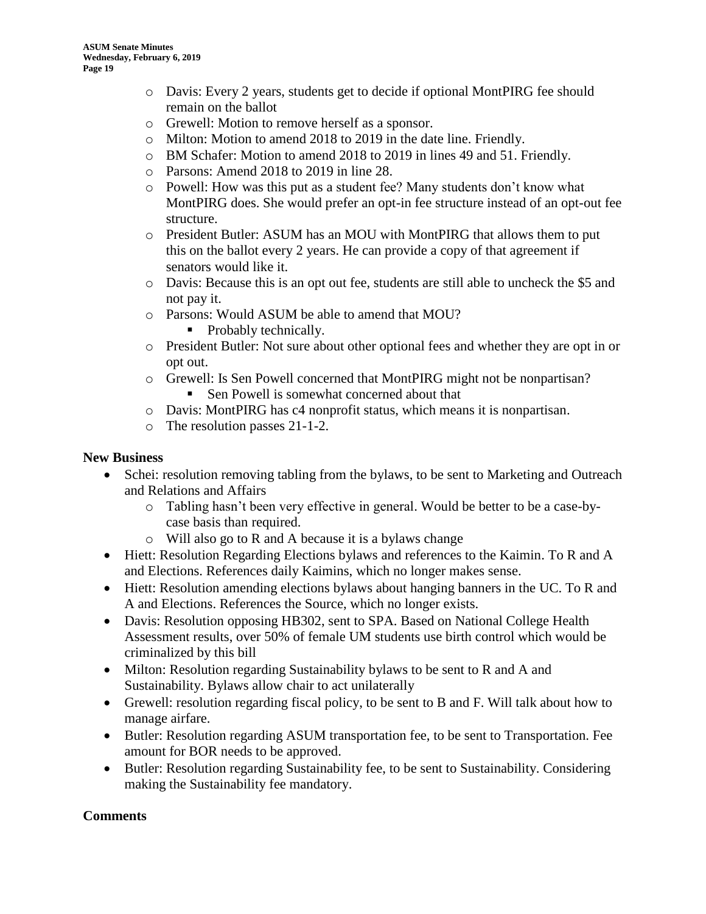- Davis: Every 2 years, students get to decide if optional MontPIRG fee should remain on the ballot
- Grewell: Motion to remove herself as a sponsor.
- Milton: Motion to amend 2018 to 2019 in the date line. Friendly.
- BM Schafer: Motion to amend 2018 to 2019 in lines 49 and 51. Friendly.
- Parsons: Amend 2018 to 2019 in line 28.
- Powell: How was this put as a student fee? Many students don't know what MontPIRG does. She would prefer an opt-in fee structure instead of an opt-out fee structure.
- President Butler: ASUM has an MOU with MontPIRG that allows them to put this on the ballot every 2 years. He can provide a copy of that agreement if senators would like it.
- Davis: Because this is an opt out fee, students are still able to uncheck the $5 and not pay it.
- Parsons: Would ASUM be able to amend that MOU?
  - Probably technically.
- President Butler: Not sure about other optional fees and whether they are opt in or opt out.
- Grewell: Is Sen Powell concerned that MontPIRG might not be nonpartisan?
  - Sen Powell is somewhat concerned about that
- Davis: MontPIRG has c4 nonprofit status, which means it is nonpartisan.
- The resolution passes 21-1-2.

## New Business

- Schei: resolution removing tabling from the bylaws, to be sent to Marketing and Outreach and Relations and Affairs
  - Tabling hasn't been very effective in general. Would be better to be a case-by-case basis than required.
  - Will also go to R and A because it is a bylaws change
- Hiett: Resolution Regarding Elections bylaws and references to the Kaimin. To R and A and Elections. References daily Kaimins, which no longer makes sense.
- Hiett: Resolution amending elections bylaws about hanging banners in the UC. To R and A and Elections. References the Source, which no longer exists.
- Davis: Resolution opposing HB302, sent to SPA. Based on National College Health Assessment results, over 50% of female UM students use birth control which would be criminalized by this bill
- Milton: Resolution regarding Sustainability bylaws to be sent to R and A and Sustainability. Bylaws allow chair to act unilaterally
- Grewell: resolution regarding fiscal policy, to be sent to B and F. Will talk about how to manage airfare.
- Butler: Resolution regarding ASUM transportation fee, to be sent to Transportation. Fee amount for BOR needs to be approved.
- Butler: Resolution regarding Sustainability fee, to be sent to Sustainability. Considering making the Sustainability fee mandatory.

## Comments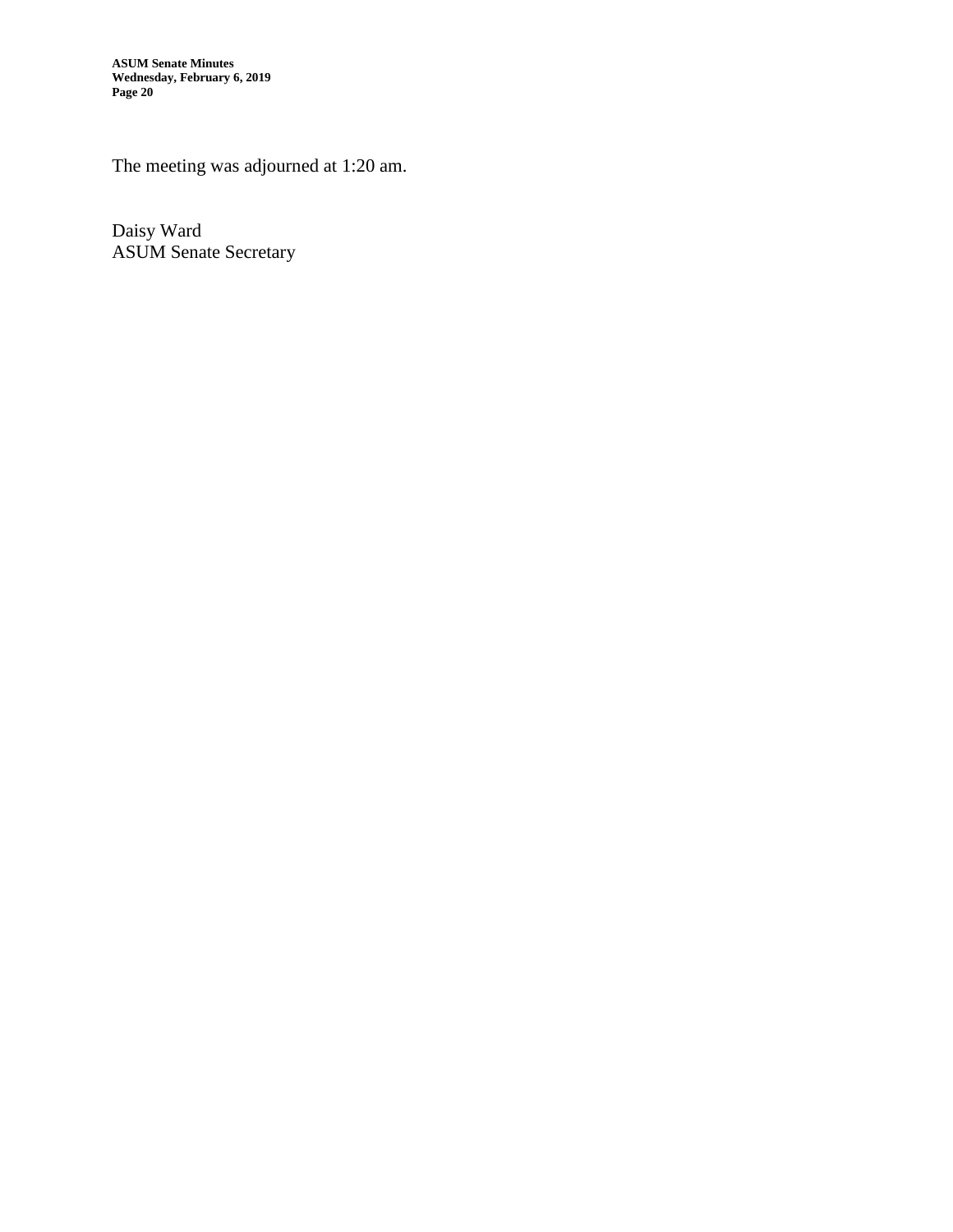The meeting was adjourned at 1:20 am.

Daisy Ward
ASUM Senate Secretary